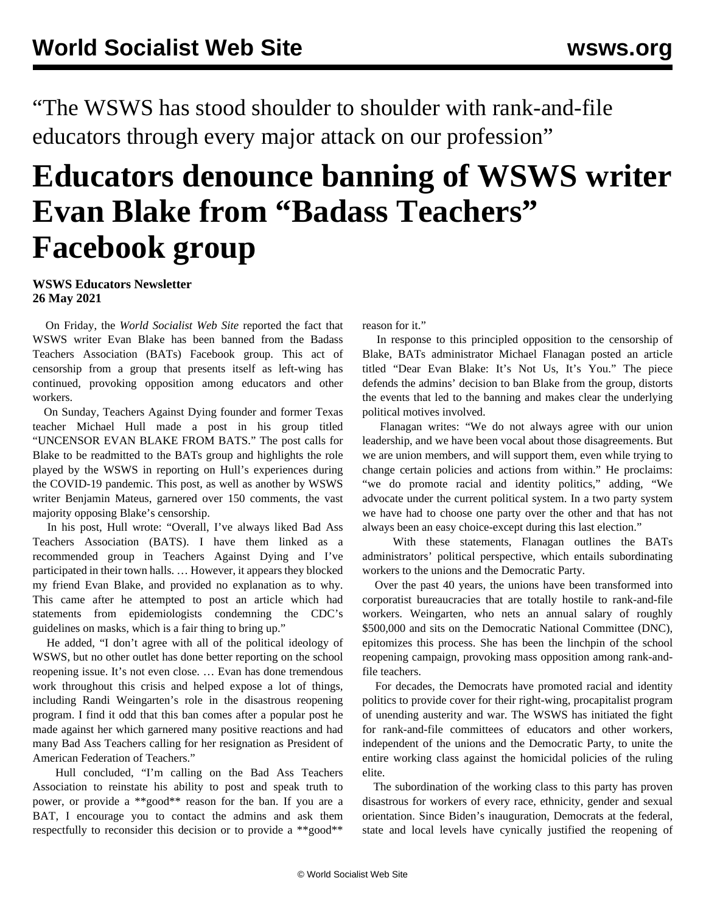“The WSWS has stood shoulder to shoulder with rank-and-file educators through every major attack on our profession”

# Educators denounce banning of WSWS writer Evan Blake from “Badass Teachers” Facebook group

**WSWS Educators Newsletter**
**26 May 2021**

On Friday, the *World Socialist Web Site* reported the fact that WSWS writer Evan Blake has been banned from the Badass Teachers Association (BATs) Facebook group. This act of censorship from a group that presents itself as left-wing has continued, provoking opposition among educators and other workers.

On Sunday, Teachers Against Dying founder and former Texas teacher Michael Hull made a post in his group titled “UNCENSOR EVAN BLAKE FROM BATS.” The post calls for Blake to be readmitted to the BATs group and highlights the role played by the WSWS in reporting on Hull’s experiences during the COVID-19 pandemic. This post, as well as another by WSWS writer Benjamin Mateus, garnered over 150 comments, the vast majority opposing Blake’s censorship.

In his post, Hull wrote: “Overall, I’ve always liked Bad Ass Teachers Association (BATS). I have them linked as a recommended group in Teachers Against Dying and I’ve participated in their town halls. … However, it appears they blocked my friend Evan Blake, and provided no explanation as to why. This came after he attempted to post an article which had statements from epidemiologists condemning the CDC’s guidelines on masks, which is a fair thing to bring up.”

He added, “I don’t agree with all of the political ideology of WSWS, but no other outlet has done better reporting on the school reopening issue. It’s not even close. … Evan has done tremendous work throughout this crisis and helped expose a lot of things, including Randi Weingarten’s role in the disastrous reopening program. I find it odd that this ban comes after a popular post he made against her which garnered many positive reactions and had many Bad Ass Teachers calling for her resignation as President of American Federation of Teachers.”

Hull concluded, “I’m calling on the Bad Ass Teachers Association to reinstate his ability to post and speak truth to power, or provide a **good** reason for the ban. If you are a BAT, I encourage you to contact the admins and ask them respectfully to reconsider this decision or to provide a **good** reason for it.”

In response to this principled opposition to the censorship of Blake, BATs administrator Michael Flanagan posted an article titled “Dear Evan Blake: It’s Not Us, It’s You.” The piece defends the admins’ decision to ban Blake from the group, distorts the events that led to the banning and makes clear the underlying political motives involved.

Flanagan writes: “We do not always agree with our union leadership, and we have been vocal about those disagreements. But we are union members, and will support them, even while trying to change certain policies and actions from within.” He proclaims: “we do promote racial and identity politics,” adding, “We advocate under the current political system. In a two party system we have had to choose one party over the other and that has not always been an easy choice-except during this last election.”

With these statements, Flanagan outlines the BATs administrators’ political perspective, which entails subordinating workers to the unions and the Democratic Party.

Over the past 40 years, the unions have been transformed into corporatist bureaucracies that are totally hostile to rank-and-file workers. Weingarten, who nets an annual salary of roughly $500,000 and sits on the Democratic National Committee (DNC), epitomizes this process. She has been the linchpin of the school reopening campaign, provoking mass opposition among rank-and-file teachers.

For decades, the Democrats have promoted racial and identity politics to provide cover for their right-wing, procapitalist program of unending austerity and war. The WSWS has initiated the fight for rank-and-file committees of educators and other workers, independent of the unions and the Democratic Party, to unite the entire working class against the homicidal policies of the ruling elite.

The subordination of the working class to this party has proven disastrous for workers of every race, ethnicity, gender and sexual orientation. Since Biden’s inauguration, Democrats at the federal, state and local levels have cynically justified the reopening of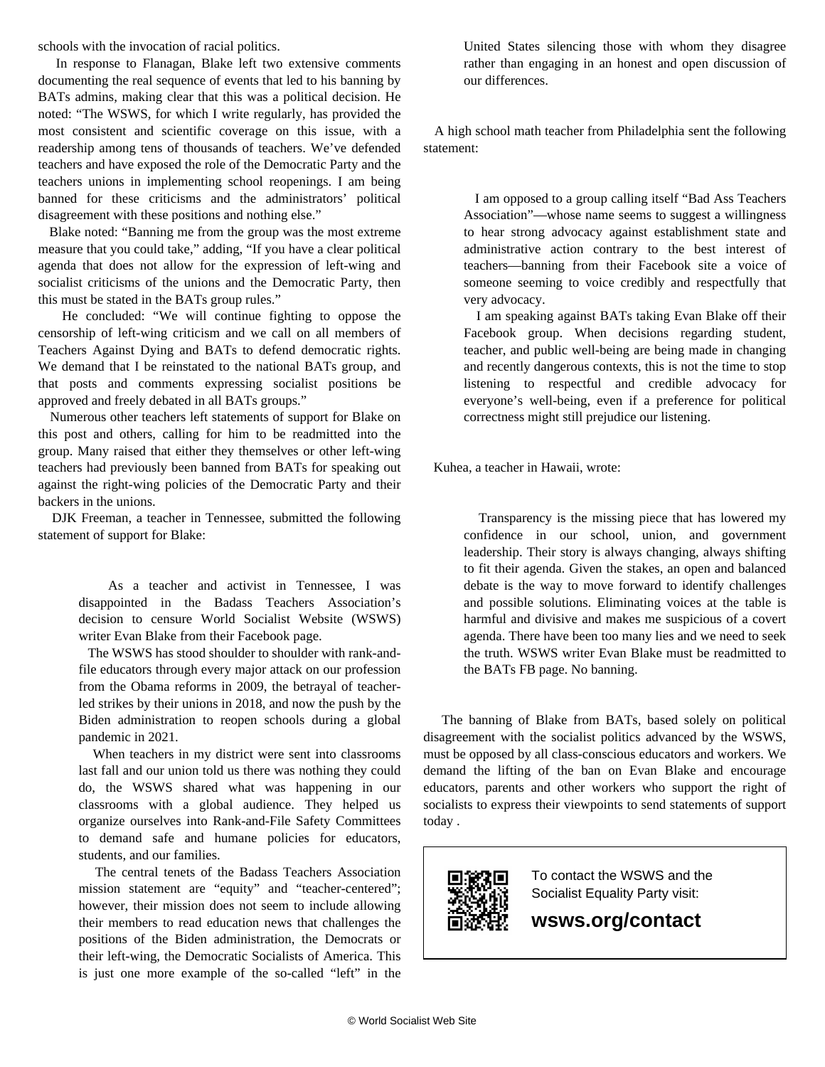schools with the invocation of racial politics.

In response to Flanagan, Blake left two extensive comments documenting the real sequence of events that led to his banning by BATs admins, making clear that this was a political decision. He noted: "The WSWS, for which I write regularly, has provided the most consistent and scientific coverage on this issue, with a readership among tens of thousands of teachers. We've defended teachers and have exposed the role of the Democratic Party and the teachers unions in implementing school reopenings. I am being banned for these criticisms and the administrators' political disagreement with these positions and nothing else."

Blake noted: "Banning me from the group was the most extreme measure that you could take," adding, "If you have a clear political agenda that does not allow for the expression of left-wing and socialist criticisms of the unions and the Democratic Party, then this must be stated in the BATs group rules."

He concluded: "We will continue fighting to oppose the censorship of left-wing criticism and we call on all members of Teachers Against Dying and BATs to defend democratic rights. We demand that I be reinstated to the national BATs group, and that posts and comments expressing socialist positions be approved and freely debated in all BATs groups."

Numerous other teachers left statements of support for Blake on this post and others, calling for him to be readmitted into the group. Many raised that either they themselves or other left-wing teachers had previously been banned from BATs for speaking out against the right-wing policies of the Democratic Party and their backers in the unions.

DJK Freeman, a teacher in Tennessee, submitted the following statement of support for Blake:

> As a teacher and activist in Tennessee, I was disappointed in the Badass Teachers Association's decision to censure World Socialist Website (WSWS) writer Evan Blake from their Facebook page.
>
> The WSWS has stood shoulder to shoulder with rank-and-file educators through every major attack on our profession from the Obama reforms in 2009, the betrayal of teacher-led strikes by their unions in 2018, and now the push by the Biden administration to reopen schools during a global pandemic in 2021.
>
> When teachers in my district were sent into classrooms last fall and our union told us there was nothing they could do, the WSWS shared what was happening in our classrooms with a global audience. They helped us organize ourselves into Rank-and-File Safety Committees to demand safe and humane policies for educators, students, and our families.
>
> The central tenets of the Badass Teachers Association mission statement are "equity" and "teacher-centered"; however, their mission does not seem to include allowing their members to read education news that challenges the positions of the Biden administration, the Democrats or their left-wing, the Democratic Socialists of America. This is just one more example of the so-called "left" in the United States silencing those with whom they disagree rather than engaging in an honest and open discussion of our differences.

A high school math teacher from Philadelphia sent the following statement:

> I am opposed to a group calling itself "Bad Ass Teachers Association"—whose name seems to suggest a willingness to hear strong advocacy against establishment state and administrative action contrary to the best interest of teachers—banning from their Facebook site a voice of someone seeming to voice credibly and respectfully that very advocacy.
>
> I am speaking against BATs taking Evan Blake off their Facebook group. When decisions regarding student, teacher, and public well-being are being made in changing and recently dangerous contexts, this is not the time to stop listening to respectful and credible advocacy for everyone's well-being, even if a preference for political correctness might still prejudice our listening.

Kuhea, a teacher in Hawaii, wrote:

> Transparency is the missing piece that has lowered my confidence in our school, union, and government leadership. Their story is always changing, always shifting to fit their agenda. Given the stakes, an open and balanced debate is the way to move forward to identify challenges and possible solutions. Eliminating voices at the table is harmful and divisive and makes me suspicious of a covert agenda. There have been too many lies and we need to seek the truth. WSWS writer Evan Blake must be readmitted to the BATs FB page. No banning.

The banning of Blake from BATs, based solely on political disagreement with the socialist politics advanced by the WSWS, must be opposed by all class-conscious educators and workers. We demand the lifting of the ban on Evan Blake and encourage educators, parents and other workers who support the right of socialists to express their viewpoints to send statements of support today .

To contact the WSWS and the Socialist Equality Party visit:

**wsws.org/contact**